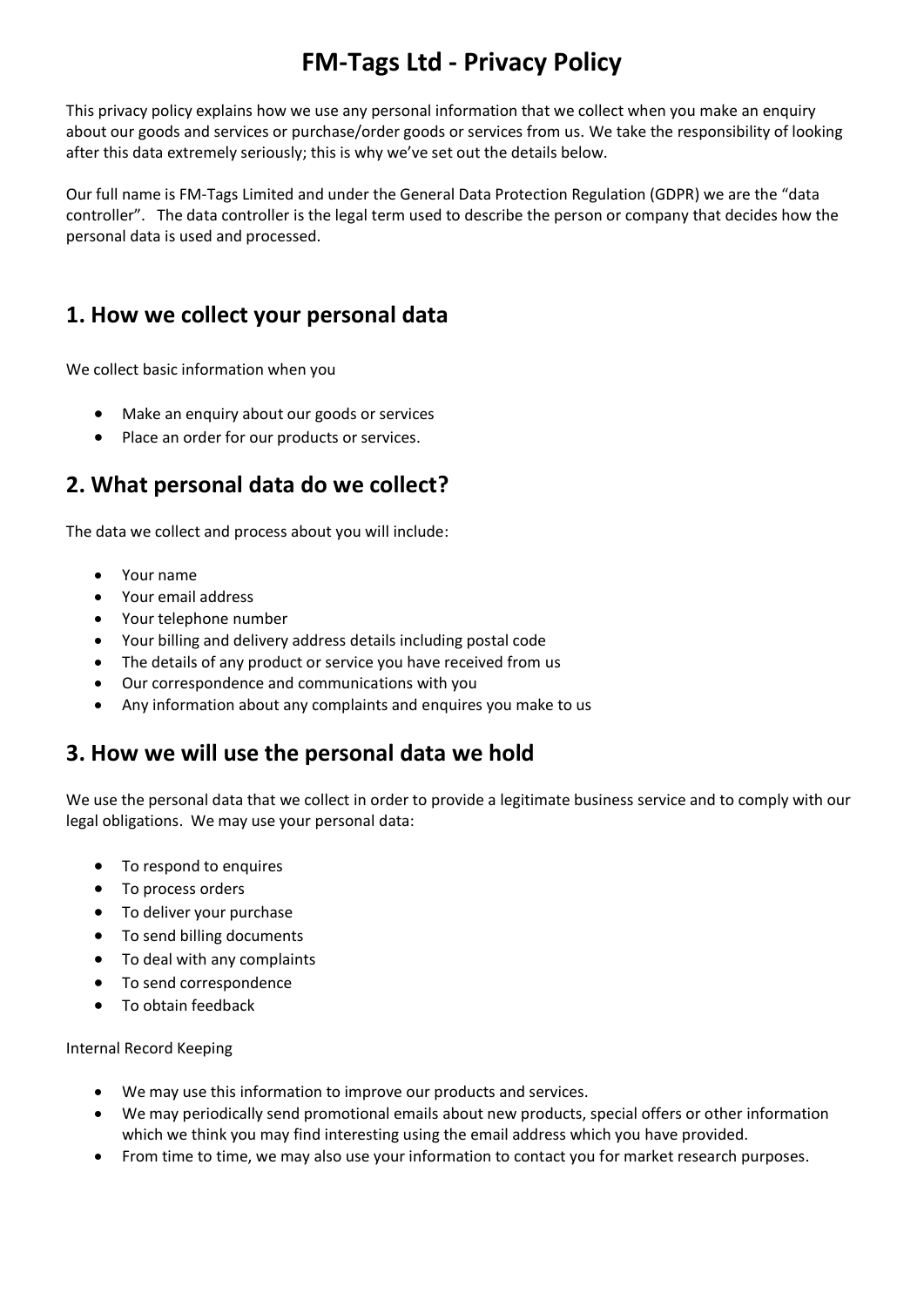# FM-Tags Ltd - Privacy Policy

This privacy policy explains how we use any personal information that we collect when you make an enquiry about our goods and services or purchase/order goods or services from us. We take the responsibility of looking after this data extremely seriously; this is why we've set out the details below.

Our full name is FM-Tags Limited and under the General Data Protection Regulation (GDPR) we are the "data controller". The data controller is the legal term used to describe the person or company that decides how the personal data is used and processed.

## 1. How we collect your personal data

We collect basic information when you

- Make an enquiry about our goods or services
- Place an order for our products or services.

## 2. What personal data do we collect?

The data we collect and process about you will include:

- Your name
- Your email address
- Your telephone number
- Your billing and delivery address details including postal code
- The details of any product or service you have received from us
- Our correspondence and communications with you
- Any information about any complaints and enquires you make to us

## 3. How we will use the personal data we hold

We use the personal data that we collect in order to provide a legitimate business service and to comply with our legal obligations. We may use your personal data:

- To respond to enquires
- To process orders
- To deliver your purchase
- To send billing documents
- To deal with any complaints
- To send correspondence
- To obtain feedback

Internal Record Keeping

- We may use this information to improve our products and services.
- We may periodically send promotional emails about new products, special offers or other information which we think you may find interesting using the email address which you have provided.
- From time to time, we may also use your information to contact you for market research purposes.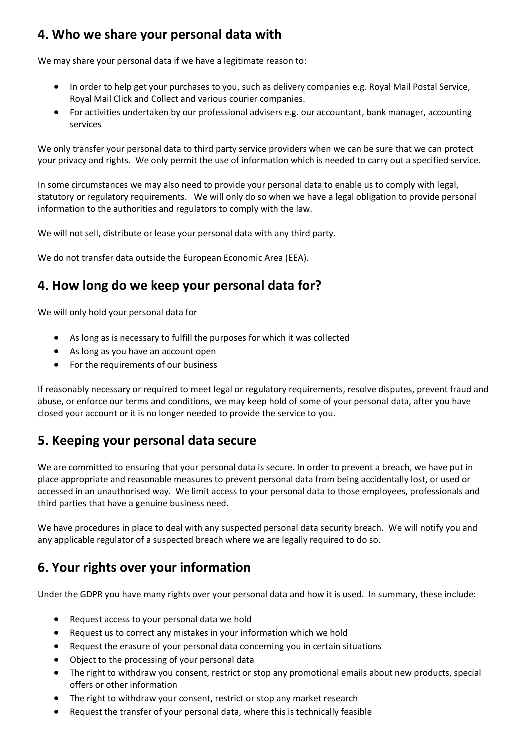## 4. Who we share your personal data with

We may share your personal data if we have a legitimate reason to:

- In order to help get your purchases to you, such as delivery companies e.g. Royal Mail Postal Service, Royal Mail Click and Collect and various courier companies.
- For activities undertaken by our professional advisers e.g. our accountant, bank manager, accounting services

We only transfer your personal data to third party service providers when we can be sure that we can protect your privacy and rights. We only permit the use of information which is needed to carry out a specified service.

In some circumstances we may also need to provide your personal data to enable us to comply with legal, statutory or regulatory requirements. We will only do so when we have a legal obligation to provide personal information to the authorities and regulators to comply with the law.

We will not sell, distribute or lease your personal data with any third party.

We do not transfer data outside the European Economic Area (EEA).

## 4. How long do we keep your personal data for?

We will only hold your personal data for

- As long as is necessary to fulfill the purposes for which it was collected
- As long as you have an account open
- For the requirements of our business

If reasonably necessary or required to meet legal or regulatory requirements, resolve disputes, prevent fraud and abuse, or enforce our terms and conditions, we may keep hold of some of your personal data, after you have closed your account or it is no longer needed to provide the service to you.

## 5. Keeping your personal data secure

We are committed to ensuring that your personal data is secure. In order to prevent a breach, we have put in place appropriate and reasonable measures to prevent personal data from being accidentally lost, or used or accessed in an unauthorised way. We limit access to your personal data to those employees, professionals and third parties that have a genuine business need.

We have procedures in place to deal with any suspected personal data security breach. We will notify you and any applicable regulator of a suspected breach where we are legally required to do so.

## 6. Your rights over your information

Under the GDPR you have many rights over your personal data and how it is used. In summary, these include:

- Request access to your personal data we hold
- Request us to correct any mistakes in your information which we hold
- Request the erasure of your personal data concerning you in certain situations
- Object to the processing of your personal data
- The right to withdraw you consent, restrict or stop any promotional emails about new products, special offers or other information
- The right to withdraw your consent, restrict or stop any market research
- Request the transfer of your personal data, where this is technically feasible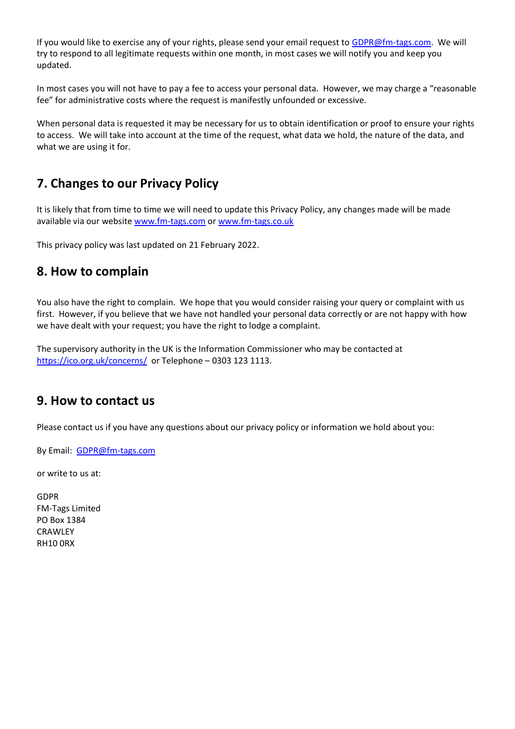If you would like to exercise any of your rights, please send your email request to GDPR@fm-tags.com. We will try to respond to all legitimate requests within one month, in most cases we will notify you and keep you updated.

In most cases you will not have to pay a fee to access your personal data. However, we may charge a "reasonable fee" for administrative costs where the request is manifestly unfounded or excessive.

When personal data is requested it may be necessary for us to obtain identification or proof to ensure your rights to access. We will take into account at the time of the request, what data we hold, the nature of the data, and what we are using it for.

## 7. Changes to our Privacy Policy

It is likely that from time to time we will need to update this Privacy Policy, any changes made will be made available via our website www.fm-tags.com or www.fm-tags.co.uk

This privacy policy was last updated on 21 February 2022.

## 8. How to complain

You also have the right to complain. We hope that you would consider raising your query or complaint with us first. However, if you believe that we have not handled your personal data correctly or are not happy with how we have dealt with your request; you have the right to lodge a complaint.

The supervisory authority in the UK is the Information Commissioner who may be contacted at https://ico.org.uk/concerns/ or Telephone – 0303 123 1113.

## 9. How to contact us

Please contact us if you have any questions about our privacy policy or information we hold about you:

By Email: GDPR@fm-tags.com

or write to us at:

GDPR  
FM-Tags Limited  
PO Box 1384  
CRAWLEY  
RH10 0RX